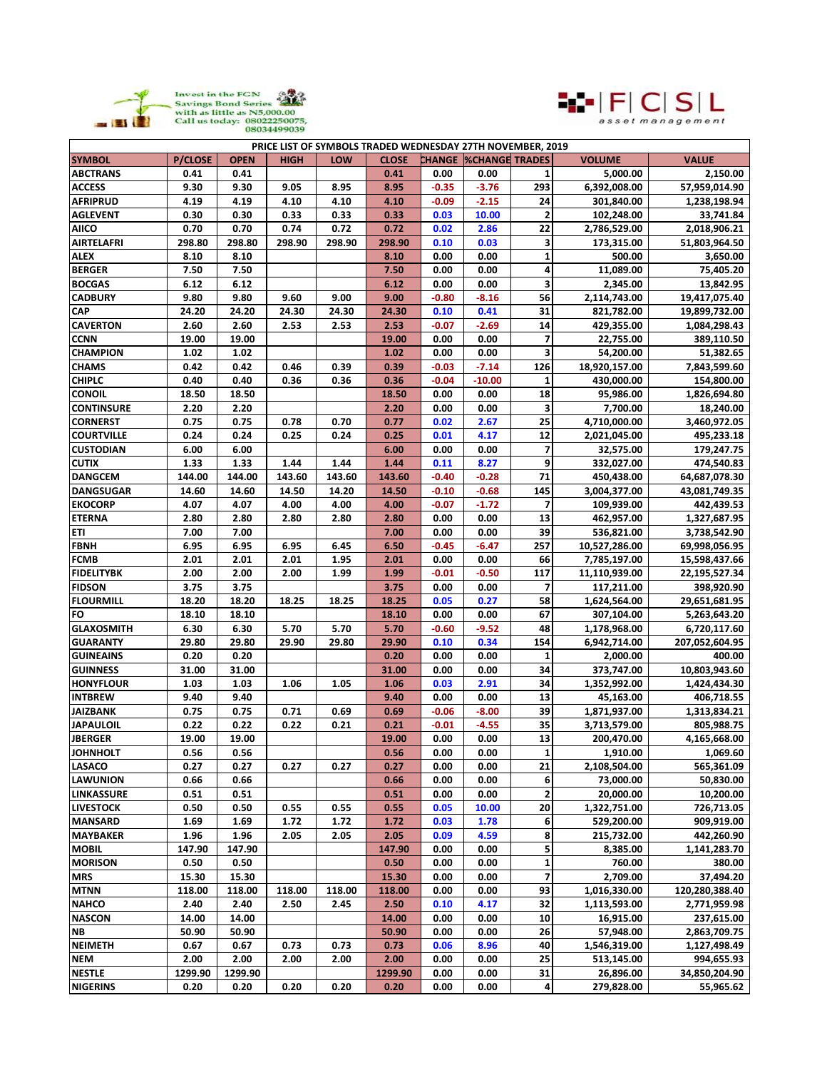Invest in the FGN Savings Bond Series with as little as N5,000.00 Call us today: 08022250075, 08034499039

FCSL asset management

| PRICE LIST OF SYMBOLS TRADED WEDNESDAY 27TH NOVEMBER, 2019 | | | | | | | | | | |
|---|---|---|---|---|---|---|---|---|---|---|
| SYMBOL | P/CLOSE | OPEN | HIGH | LOW | CLOSE | CHANGE | %CHANGE | TRADES | VOLUME | VALUE |
| ABCTRANS | 0.41 | 0.41 | | | 0.41 | 0.00 | 0.00 | 1 | 5,000.00 | 2,150.00 |
| ACCESS | 9.30 | 9.30 | 9.05 | 8.95 | 8.95 | -0.35 | -3.76 | 293 | 6,392,008.00 | 57,959,014.90 |
| AFRIPRUD | 4.19 | 4.19 | 4.10 | 4.10 | 4.10 | -0.09 | -2.15 | 24 | 301,840.00 | 1,238,198.94 |
| AGLEVENT | 0.30 | 0.30 | 0.33 | 0.33 | 0.33 | 0.03 | 10.00 | 2 | 102,248.00 | 33,741.84 |
| AIICO | 0.70 | 0.70 | 0.74 | 0.72 | 0.72 | 0.02 | 2.86 | 22 | 2,786,529.00 | 2,018,906.21 |
| AIRTELAFRI | 298.80 | 298.80 | 298.90 | 298.90 | 298.90 | 0.10 | 0.03 | 3 | 173,315.00 | 51,803,964.50 |
| ALEX | 8.10 | 8.10 | | | 8.10 | 0.00 | 0.00 | 1 | 500.00 | 3,650.00 |
| BERGER | 7.50 | 7.50 | | | 7.50 | 0.00 | 0.00 | 4 | 11,089.00 | 75,405.20 |
| BOCGAS | 6.12 | 6.12 | | | 6.12 | 0.00 | 0.00 | 3 | 2,345.00 | 13,852.95 |
| CADBURY | 9.80 | 9.80 | 9.60 | 9.00 | 9.00 | -0.80 | -8.16 | 56 | 2,114,743.00 | 19,417,075.40 |
| CAP | 24.20 | 24.20 | 24.30 | 24.30 | 24.30 | 0.10 | 0.41 | 31 | 821,782.00 | 19,899,732.00 |
| CAVERTON | 2.60 | 2.60 | 2.53 | 2.53 | 2.53 | -0.07 | -2.69 | 14 | 429,355.00 | 1,084,289.43 |
| CCNN | 19.00 | 19.00 | | | 19.00 | 0.00 | 0.00 | 7 | 22,755.00 | 389,110.50 |
| CHAMPION | 1.02 | 1.02 | | | 1.02 | 0.00 | 0.00 | 3 | 54,200.00 | 51,382.65 |
| CHAMS | 0.42 | 0.42 | 0.46 | 0.39 | 0.39 | -0.03 | -7.14 | 126 | 18,920,157.00 | 7,843,599.60 |
| CHIPLC | 0.40 | 0.40 | 0.36 | 0.36 | 0.36 | -0.04 | -10.00 | 1 | 430,000.00 | 154,800.00 |
| CONOIL | 18.50 | 18.50 | | | 18.50 | 0.00 | 0.00 | 18 | 95,986.00 | 1,826,694.80 |
| CONTINSURE | 2.20 | 2.20 | | | 2.20 | 0.00 | 0.00 | 3 | 7,700.00 | 18,240.00 |
| CORNERST | 0.75 | 0.75 | 0.78 | 0.70 | 0.77 | 0.02 | 2.67 | 25 | 4,710,000.00 | 3,460,972.05 |
| COURTVILLE | 0.24 | 0.24 | 0.25 | 0.24 | 0.25 | 0.01 | 4.17 | 12 | 2,021,045.00 | 495,233.18 |
| CUSTODIAN | 6.00 | 6.00 | | | 6.00 | 0.00 | 0.00 | 7 | 32,575.00 | 179,247.75 |
| CUTIX | 1.33 | 1.33 | 1.44 | 1.44 | 1.44 | 0.11 | 8.27 | 9 | 332,027.00 | 474,540.83 |
| DANGCEM | 144.00 | 144.00 | 143.60 | 143.60 | 143.60 | -0.40 | -0.28 | 71 | 450,438.00 | 64,687,078.30 |
| DANGSUGAR | 14.60 | 14.60 | 14.50 | 14.20 | 14.50 | -0.10 | -0.68 | 145 | 3,004,377.00 | 43,081,749.35 |
| EKOCORP | 4.07 | 4.07 | 4.00 | 4.00 | 4.00 | -0.07 | -1.72 | 7 | 109,939.00 | 442,439.53 |
| ETERNA | 2.80 | 2.80 | 2.80 | 2.80 | 2.80 | 0.00 | 0.00 | 13 | 462,957.00 | 1,327,687.95 |
| ETI | 7.00 | 7.00 | | | 7.00 | 0.00 | 0.00 | 39 | 536,821.00 | 3,738,542.90 |
| FBNH | 6.95 | 6.95 | 6.95 | 6.45 | 6.50 | -0.45 | -6.47 | 257 | 10,527,286.00 | 69,998,056.95 |
| FCMB | 2.01 | 2.01 | 2.01 | 1.95 | 2.01 | 0.00 | 0.00 | 66 | 7,785,197.00 | 15,598,437.66 |
| FIDELITYBK | 2.00 | 2.00 | 2.00 | 1.99 | 1.99 | -0.01 | -0.50 | 117 | 11,110,939.00 | 22,195,527.34 |
| FIDSON | 3.75 | 3.75 | | | 3.75 | 0.00 | 0.00 | 7 | 117,211.00 | 398,920.90 |
| FLOURMILL | 18.20 | 18.20 | 18.25 | 18.25 | 18.25 | 0.05 | 0.27 | 58 | 1,624,564.00 | 29,651,681.95 |
| FO | 18.10 | 18.10 | | | 18.10 | 0.00 | 0.00 | 67 | 307,104.00 | 5,263,643.20 |
| GLAXOSMITH | 6.30 | 6.30 | 5.70 | 5.70 | 5.70 | -0.60 | -9.52 | 48 | 1,178,968.00 | 6,720,117.60 |
| GUARANTY | 29.80 | 29.80 | 29.90 | 29.80 | 29.90 | 0.10 | 0.34 | 154 | 6,942,714.00 | 207,052,604.95 |
| GUINEAINS | 0.20 | 0.20 | | | 0.20 | 0.00 | 0.00 | 1 | 2,000.00 | 400.00 |
| GUINNESS | 31.00 | 31.00 | | | 31.00 | 0.00 | 0.00 | 34 | 373,747.00 | 10,803,943.60 |
| HONYFLOUR | 1.03 | 1.03 | 1.06 | 1.05 | 1.06 | 0.03 | 2.91 | 34 | 1,352,992.00 | 1,424,434.30 |
| INTBREW | 9.40 | 9.40 | | | 9.40 | 0.00 | 0.00 | 13 | 45,163.00 | 406,718.55 |
| JAIZBANK | 0.75 | 0.75 | 0.71 | 0.69 | 0.69 | -0.06 | -8.00 | 39 | 1,871,937.00 | 1,313,834.21 |
| JAPAULOIL | 0.22 | 0.22 | 0.22 | 0.21 | 0.21 | -0.01 | -4.55 | 35 | 3,713,579.00 | 805,988.75 |
| JBERGER | 19.00 | 19.00 | | | 19.00 | 0.00 | 0.00 | 13 | 200,470.00 | 4,165,668.00 |
| JOHNHOLT | 0.56 | 0.56 | | | 0.56 | 0.00 | 0.00 | 1 | 1,910.00 | 1,069.60 |
| LASACO | 0.27 | 0.27 | 0.27 | 0.27 | 0.27 | 0.00 | 0.00 | 21 | 2,108,504.00 | 565,361.09 |
| LAWUNION | 0.66 | 0.66 | | | 0.66 | 0.00 | 0.00 | 6 | 73,000.00 | 50,830.00 |
| LINKASSURE | 0.51 | 0.51 | | | 0.51 | 0.00 | 0.00 | 2 | 20,000.00 | 10,200.00 |
| LIVESTOCK | 0.50 | 0.50 | 0.55 | 0.55 | 0.55 | 0.05 | 10.00 | 20 | 1,322,751.00 | 726,713.05 |
| MANSARD | 1.69 | 1.69 | 1.72 | 1.72 | 1.72 | 0.03 | 1.78 | 6 | 529,200.00 | 909,919.00 |
| MAYBAKER | 1.96 | 1.96 | 2.05 | 2.05 | 2.05 | 0.09 | 4.59 | 8 | 215,732.00 | 442,260.90 |
| MOBIL | 147.90 | 147.90 | | | 147.90 | 0.00 | 0.00 | 5 | 8,385.00 | 1,141,283.70 |
| MORISON | 0.50 | 0.50 | | | 0.50 | 0.00 | 0.00 | 1 | 760.00 | 380.00 |
| MRS | 15.30 | 15.30 | | | 15.30 | 0.00 | 0.00 | 7 | 2,709.00 | 37,494.20 |
| MTNN | 118.00 | 118.00 | 118.00 | 118.00 | 118.00 | 0.00 | 0.00 | 93 | 1,016,330.00 | 120,280,388.40 |
| NAHCO | 2.40 | 2.40 | 2.50 | 2.45 | 2.50 | 0.10 | 4.17 | 32 | 1,113,593.00 | 2,771,959.98 |
| NASCON | 14.00 | 14.00 | | | 14.00 | 0.00 | 0.00 | 10 | 16,915.00 | 237,615.00 |
| NB | 50.90 | 50.90 | | | 50.90 | 0.00 | 0.00 | 26 | 57,948.00 | 2,863,709.75 |
| NEIMETH | 0.67 | 0.67 | 0.73 | 0.73 | 0.73 | 0.06 | 8.96 | 40 | 1,546,319.00 | 1,127,498.49 |
| NEM | 2.00 | 2.00 | 2.00 | 2.00 | 2.00 | 0.00 | 0.00 | 25 | 513,145.00 | 994,655.93 |
| NESTLE | 1299.90 | 1299.90 | | | 1299.90 | 0.00 | 0.00 | 31 | 26,896.00 | 34,850,204.90 |
| NIGERINS | 0.20 | 0.20 | 0.20 | 0.20 | 0.20 | 0.00 | 0.00 | 4 | 279,828.00 | 55,965.62 |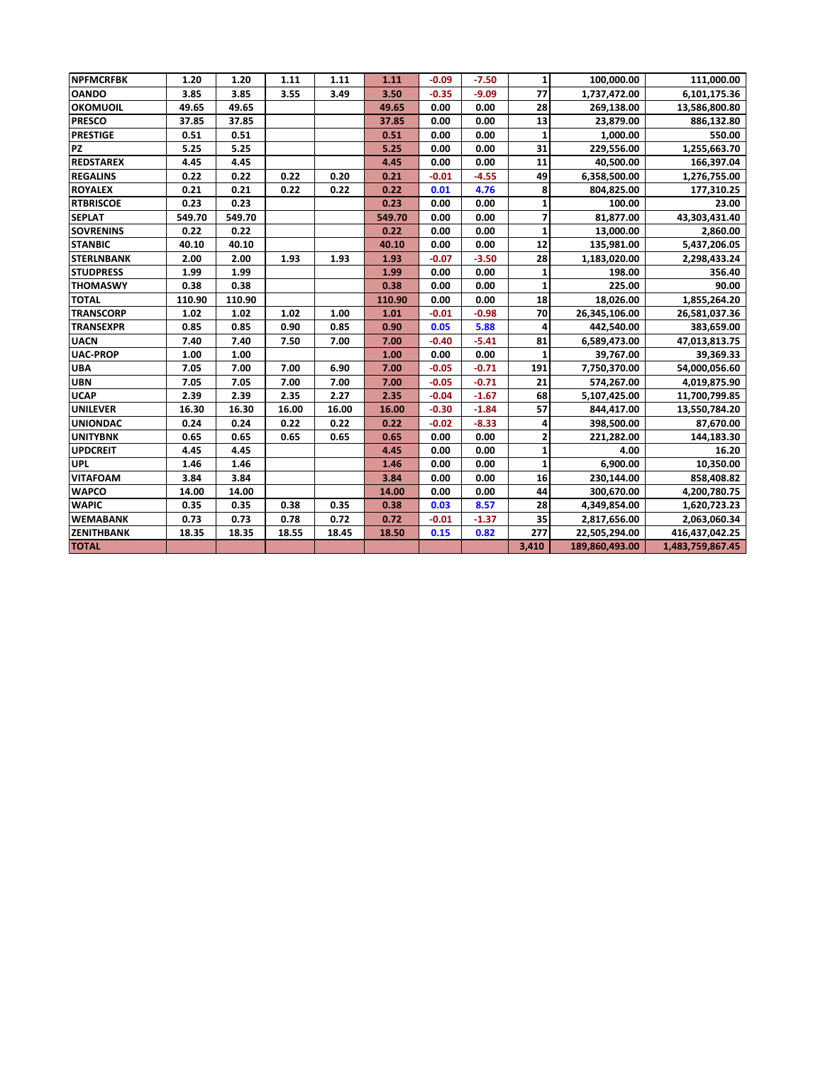| | | | | | | | | | | |
|---|---|---|---|---|---|---|---|---|---|---|
| **NPFMCRFBK** | **1.20** | **1.20** | **1.11** | **1.11** | **1.11** | **-0.09** | **-7.50** | **1** | **100,000.00** | **111,000.00** |
| **OANDO** | **3.85** | **3.85** | **3.55** | **3.49** | **3.50** | **-0.35** | **-9.09** | **77** | **1,737,472.00** | **6,101,175.36** |
| **OKOMUOIL** | **49.65** | **49.65** | | | **49.65** | **0.00** | **0.00** | **28** | **269,138.00** | **13,586,800.80** |
| **PRESCO** | **37.85** | **37.85** | | | **37.85** | **0.00** | **0.00** | **13** | **23,879.00** | **886,132.80** |
| **PRESTIGE** | **0.51** | **0.51** | | | **0.51** | **0.00** | **0.00** | **1** | **1,000.00** | **550.00** |
| **PZ** | **5.25** | **5.25** | | | **5.25** | **0.00** | **0.00** | **31** | **229,556.00** | **1,255,663.70** |
| **REDSTAREX** | **4.45** | **4.45** | | | **4.45** | **0.00** | **0.00** | **11** | **40,500.00** | **166,397.04** |
| **REGALINS** | **0.22** | **0.22** | **0.22** | **0.20** | **0.21** | **-0.01** | **-4.55** | **49** | **6,358,500.00** | **1,276,755.00** |
| **ROYALEX** | **0.21** | **0.21** | **0.22** | **0.22** | **0.22** | **0.01** | **4.76** | **8** | **804,825.00** | **177,310.25** |
| **RTBRISCOE** | **0.23** | **0.23** | | | **0.23** | **0.00** | **0.00** | **1** | **100.00** | **23.00** |
| **SEPLAT** | **549.70** | **549.70** | | | **549.70** | **0.00** | **0.00** | **7** | **81,877.00** | **43,303,431.40** |
| **SOVRENINS** | **0.22** | **0.22** | | | **0.22** | **0.00** | **0.00** | **1** | **13,000.00** | **2,860.00** |
| **STANBIC** | **40.10** | **40.10** | | | **40.10** | **0.00** | **0.00** | **12** | **135,981.00** | **5,437,206.05** |
| **STERLNBANK** | **2.00** | **2.00** | **1.93** | **1.93** | **1.93** | **-0.07** | **-3.50** | **28** | **1,183,020.00** | **2,298,433.24** |
| **STUDPRESS** | **1.99** | **1.99** | | | **1.99** | **0.00** | **0.00** | **1** | **198.00** | **356.40** |
| **THOMASWY** | **0.38** | **0.38** | | | **0.38** | **0.00** | **0.00** | **1** | **225.00** | **90.00** |
| **TOTAL** | **110.90** | **110.90** | | | **110.90** | **0.00** | **0.00** | **18** | **18,026.00** | **1,855,264.20** |
| **TRANSCORP** | **1.02** | **1.02** | **1.02** | **1.00** | **1.01** | **-0.01** | **-0.98** | **70** | **26,345,106.00** | **26,581,037.36** |
| **TRANSEXPR** | **0.85** | **0.85** | **0.90** | **0.85** | **0.90** | **0.05** | **5.88** | **4** | **442,540.00** | **383,659.00** |
| **UACN** | **7.40** | **7.40** | **7.50** | **7.00** | **7.00** | **-0.40** | **-5.41** | **81** | **6,589,473.00** | **47,013,813.75** |
| **UAC-PROP** | **1.00** | **1.00** | | | **1.00** | **0.00** | **0.00** | **1** | **39,767.00** | **39,369.33** |
| **UBA** | **7.05** | **7.00** | **7.00** | **6.90** | **7.00** | **-0.05** | **-0.71** | **191** | **7,750,370.00** | **54,000,056.60** |
| **UBN** | **7.05** | **7.05** | **7.00** | **7.00** | **7.00** | **-0.05** | **-0.71** | **21** | **574,267.00** | **4,019,875.90** |
| **UCAP** | **2.39** | **2.39** | **2.35** | **2.27** | **2.35** | **-0.04** | **-1.67** | **68** | **5,107,425.00** | **11,700,799.85** |
| **UNILEVER** | **16.30** | **16.30** | **16.00** | **16.00** | **16.00** | **-0.30** | **-1.84** | **57** | **844,417.00** | **13,550,784.20** |
| **UNIONDAC** | **0.24** | **0.24** | **0.22** | **0.22** | **0.22** | **-0.02** | **-8.33** | **4** | **398,500.00** | **87,670.00** |
| **UNITYBNK** | **0.65** | **0.65** | **0.65** | **0.65** | **0.65** | **0.00** | **0.00** | **2** | **221,282.00** | **144,183.30** |
| **UPDCREIT** | **4.45** | **4.45** | | | **4.45** | **0.00** | **0.00** | **1** | **4.00** | **16.20** |
| **UPL** | **1.46** | **1.46** | | | **1.46** | **0.00** | **0.00** | **1** | **6,900.00** | **10,350.00** |
| **VITAFOAM** | **3.84** | **3.84** | | | **3.84** | **0.00** | **0.00** | **16** | **230,144.00** | **858,408.82** |
| **WAPCO** | **14.00** | **14.00** | | | **14.00** | **0.00** | **0.00** | **44** | **300,670.00** | **4,200,780.75** |
| **WAPIC** | **0.35** | **0.35** | **0.38** | **0.35** | **0.38** | **0.03** | **8.57** | **28** | **4,349,854.00** | **1,620,723.23** |
| **WEMABANK** | **0.73** | **0.73** | **0.78** | **0.72** | **0.72** | **-0.01** | **-1.37** | **35** | **2,817,656.00** | **2,063,060.34** |
| **ZENITHBANK** | **18.35** | **18.35** | **18.55** | **18.45** | **18.50** | **0.15** | **0.82** | **277** | **22,505,294.00** | **416,437,042.25** |
| **TOTAL** | | | | | | | | **3,410** | **189,860,493.00** | **1,483,759,867.45** |